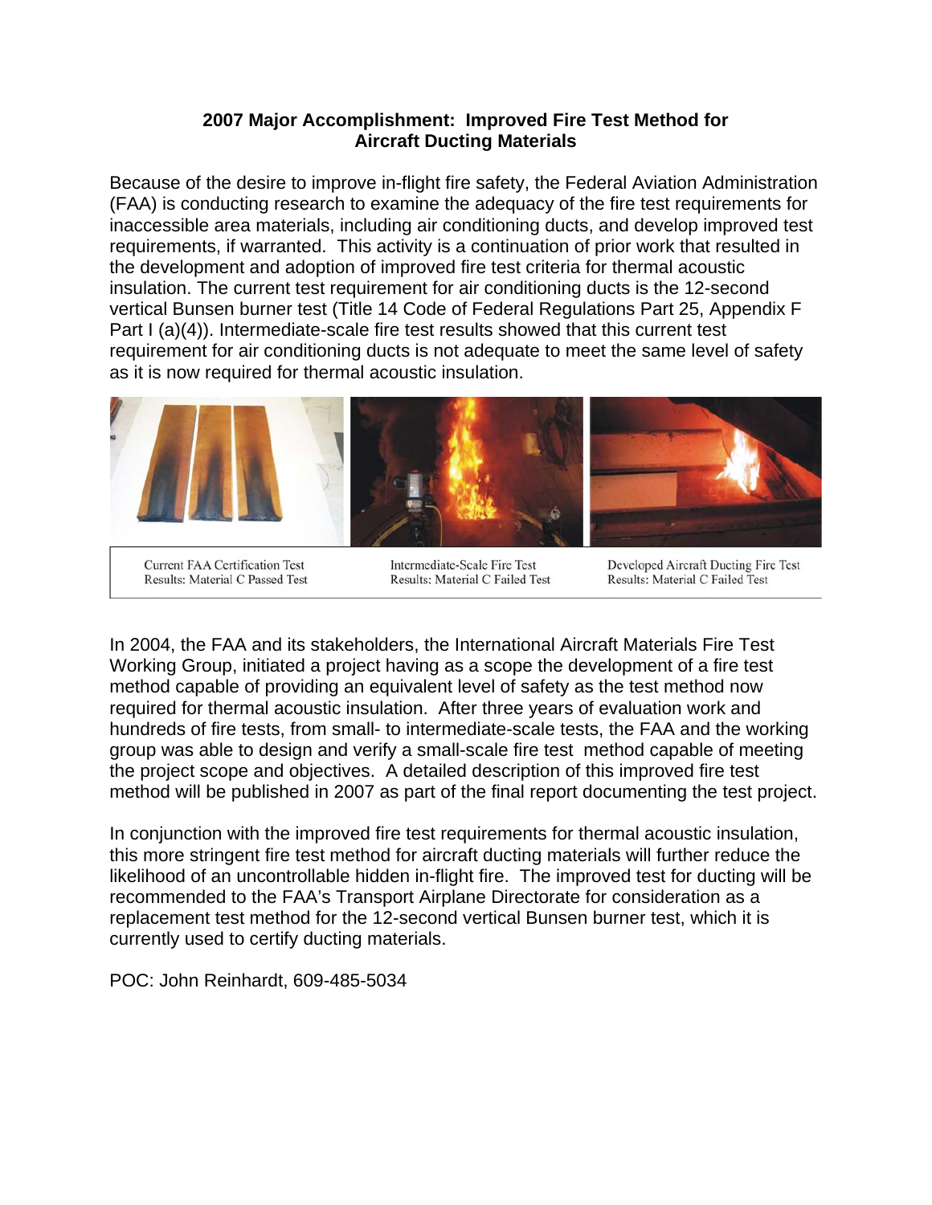## 2007 Major Accomplishment: Improved Fire Test Method for Aircraft Ducting Materials

Because of the desire to improve in-flight fire safety, the Federal Aviation Administration (FAA) is conducting research to examine the adequacy of the fire test requirements for inaccessible area materials, including air conditioning ducts, and develop improved test requirements, if warranted. This activity is a continuation of prior work that resulted in the development and adoption of improved fire test criteria for thermal acoustic insulation. The current test requirement for air conditioning ducts is the 12-second vertical Bunsen burner test (Title 14 Code of Federal Regulations Part 25, Appendix F Part I (a)(4)). Intermediate-scale fire test results showed that this current test requirement for air conditioning ducts is not adequate to meet the same level of safety as it is now required for thermal acoustic insulation.

Current FAA Certification Test Results: Material C Passed Test

Intermediate-Scale Fire Test Results: Material C Failed Test

Developed Aircraft Ducting Fire Test Results: Material C Failed Test

In 2004, the FAA and its stakeholders, the International Aircraft Materials Fire Test Working Group, initiated a project having as a scope the development of a fire test method capable of providing an equivalent level of safety as the test method now required for thermal acoustic insulation. After three years of evaluation work and hundreds of fire tests, from small- to intermediate-scale tests, the FAA and the working group was able to design and verify a small-scale fire test method capable of meeting the project scope and objectives. A detailed description of this improved fire test method will be published in 2007 as part of the final report documenting the test project.

In conjunction with the improved fire test requirements for thermal acoustic insulation, this more stringent fire test method for aircraft ducting materials will further reduce the likelihood of an uncontrollable hidden in-flight fire. The improved test for ducting will be recommended to the FAA's Transport Airplane Directorate for consideration as a replacement test method for the 12-second vertical Bunsen burner test, which it is currently used to certify ducting materials.

POC: John Reinhardt, 609-485-5034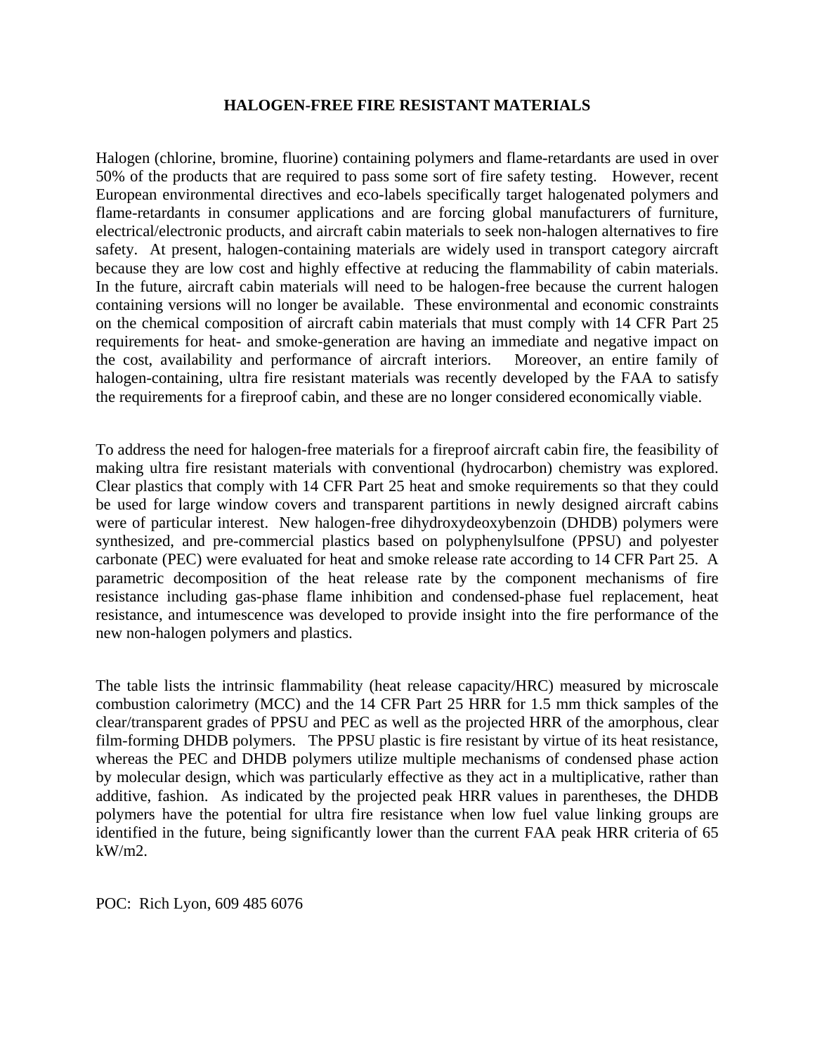# HALOGEN-FREE FIRE RESISTANT MATERIALS

Halogen (chlorine, bromine, fluorine) containing polymers and flame-retardants are used in over 50% of the products that are required to pass some sort of fire safety testing. However, recent European environmental directives and eco-labels specifically target halogenated polymers and flame-retardants in consumer applications and are forcing global manufacturers of furniture, electrical/electronic products, and aircraft cabin materials to seek non-halogen alternatives to fire safety. At present, halogen-containing materials are widely used in transport category aircraft because they are low cost and highly effective at reducing the flammability of cabin materials. In the future, aircraft cabin materials will need to be halogen-free because the current halogen containing versions will no longer be available. These environmental and economic constraints on the chemical composition of aircraft cabin materials that must comply with 14 CFR Part 25 requirements for heat- and smoke-generation are having an immediate and negative impact on the cost, availability and performance of aircraft interiors. Moreover, an entire family of halogen-containing, ultra fire resistant materials was recently developed by the FAA to satisfy the requirements for a fireproof cabin, and these are no longer considered economically viable.

To address the need for halogen-free materials for a fireproof aircraft cabin fire, the feasibility of making ultra fire resistant materials with conventional (hydrocarbon) chemistry was explored. Clear plastics that comply with 14 CFR Part 25 heat and smoke requirements so that they could be used for large window covers and transparent partitions in newly designed aircraft cabins were of particular interest. New halogen-free dihydroxydeoxybenzoin (DHDB) polymers were synthesized, and pre-commercial plastics based on polyphenylsulfone (PPSU) and polyester carbonate (PEC) were evaluated for heat and smoke release rate according to 14 CFR Part 25. A parametric decomposition of the heat release rate by the component mechanisms of fire resistance including gas-phase flame inhibition and condensed-phase fuel replacement, heat resistance, and intumescence was developed to provide insight into the fire performance of the new non-halogen polymers and plastics.

The table lists the intrinsic flammability (heat release capacity/HRC) measured by microscale combustion calorimetry (MCC) and the 14 CFR Part 25 HRR for 1.5 mm thick samples of the clear/transparent grades of PPSU and PEC as well as the projected HRR of the amorphous, clear film-forming DHDB polymers. The PPSU plastic is fire resistant by virtue of its heat resistance, whereas the PEC and DHDB polymers utilize multiple mechanisms of condensed phase action by molecular design, which was particularly effective as they act in a multiplicative, rather than additive, fashion. As indicated by the projected peak HRR values in parentheses, the DHDB polymers have the potential for ultra fire resistance when low fuel value linking groups are identified in the future, being significantly lower than the current FAA peak HRR criteria of 65 $kW/m^2$.

POC: Rich Lyon, 609 485 6076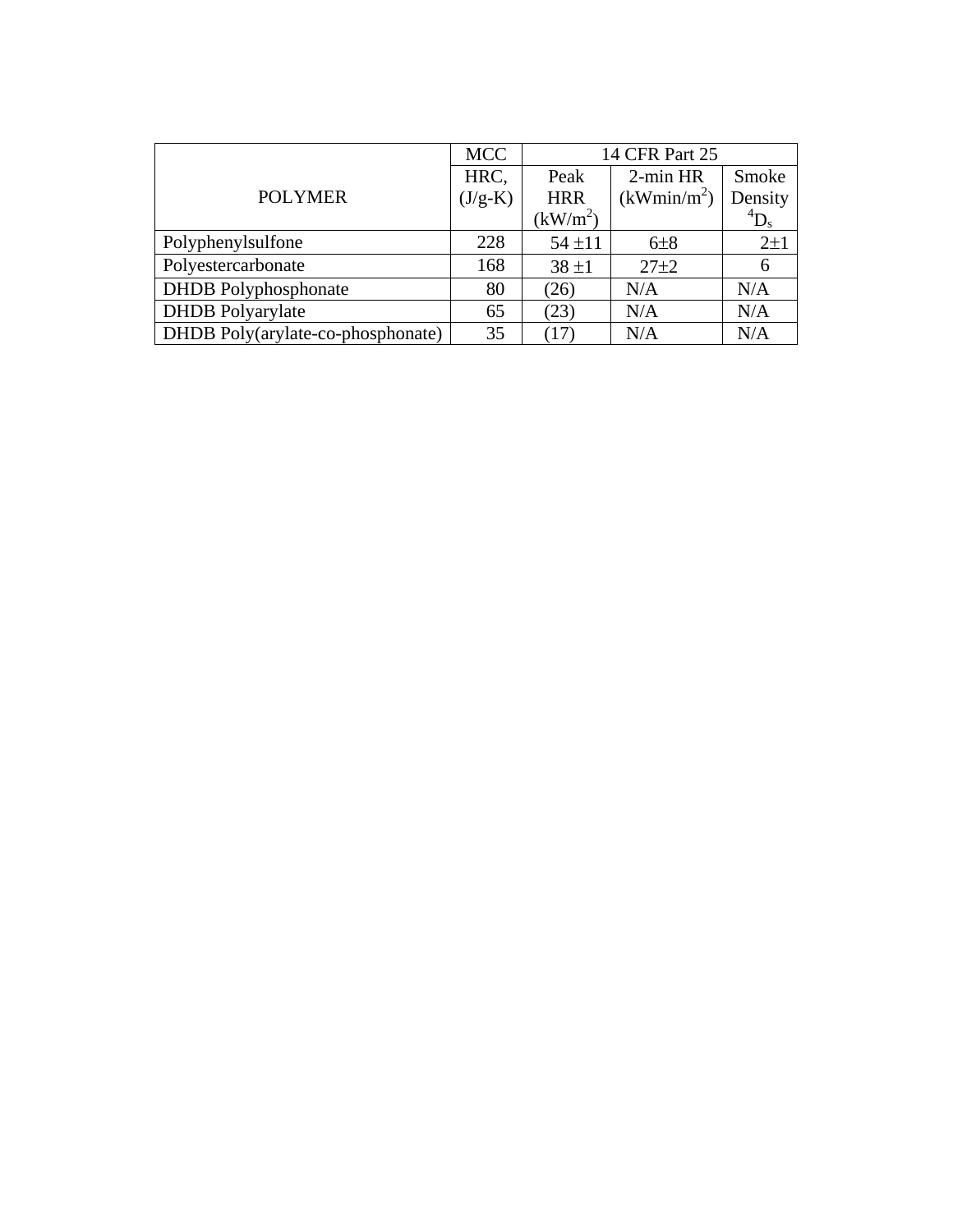| POLYMER | MCC | 14 CFR Part 25 | | |
|---|---|---|---|---|
| | HRC, (J/g-K) | Peak HRR ($kW/m^2$) | 2-min HR ($kWmin/m^2$) | Smoke Density $^4D_s$ |
| Polyphenylsulfone | 228 | 54 ±11 | 6±8 | 2±1 |
| Polyestercarbonate | 168 | 38 ±1 | 27±2 | 6 |
| DHDB Polyphosphonate | 80 | (26) | N/A | N/A |
| DHDB Polyarylate | 65 | (23) | N/A | N/A |
| DHDB Poly(arylate-co-phosphonate) | 35 | (17) | N/A | N/A |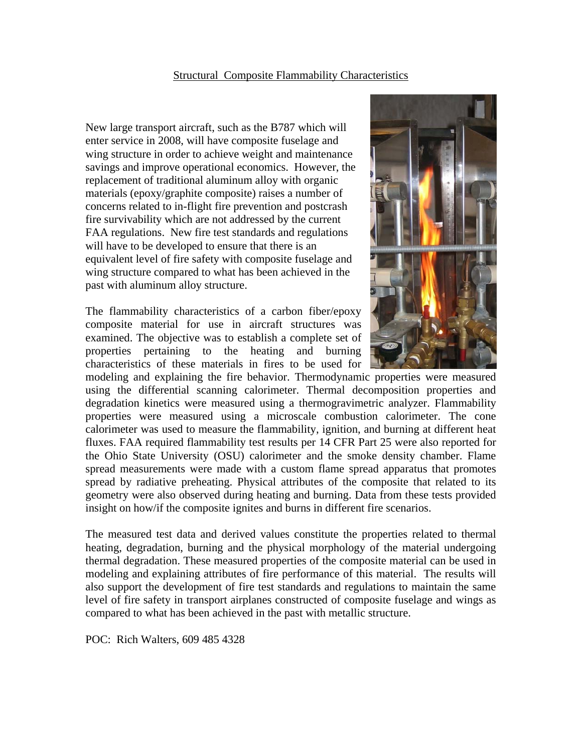# Structural Composite Flammability Characteristics

New large transport aircraft, such as the B787 which will enter service in 2008, will have composite fuselage and wing structure in order to achieve weight and maintenance savings and improve operational economics. However, the replacement of traditional aluminum alloy with organic materials (epoxy/graphite composite) raises a number of concerns related to in-flight fire prevention and postcrash fire survivability which are not addressed by the current FAA regulations. New fire test standards and regulations will have to be developed to ensure that there is an equivalent level of fire safety with composite fuselage and wing structure compared to what has been achieved in the past with aluminum alloy structure.

The flammability characteristics of a carbon fiber/epoxy composite material for use in aircraft structures was examined. The objective was to establish a complete set of properties pertaining to the heating and burning characteristics of these materials in fires to be used for modeling and explaining the fire behavior. Thermodynamic properties were measured using the differential scanning calorimeter. Thermal decomposition properties and degradation kinetics were measured using a thermogravimetric analyzer. Flammability properties were measured using a microscale combustion calorimeter. The cone calorimeter was used to measure the flammability, ignition, and burning at different heat fluxes. FAA required flammability test results per 14 CFR Part 25 were also reported for the Ohio State University (OSU) calorimeter and the smoke density chamber. Flame spread measurements were made with a custom flame spread apparatus that promotes spread by radiative preheating. Physical attributes of the composite that related to its geometry were also observed during heating and burning. Data from these tests provided insight on how/if the composite ignites and burns in different fire scenarios.

The measured test data and derived values constitute the properties related to thermal heating, degradation, burning and the physical morphology of the material undergoing thermal degradation. These measured properties of the composite material can be used in modeling and explaining attributes of fire performance of this material. The results will also support the development of fire test standards and regulations to maintain the same level of fire safety in transport airplanes constructed of composite fuselage and wings as compared to what has been achieved in the past with metallic structure.

POC: Rich Walters, 609 485 4328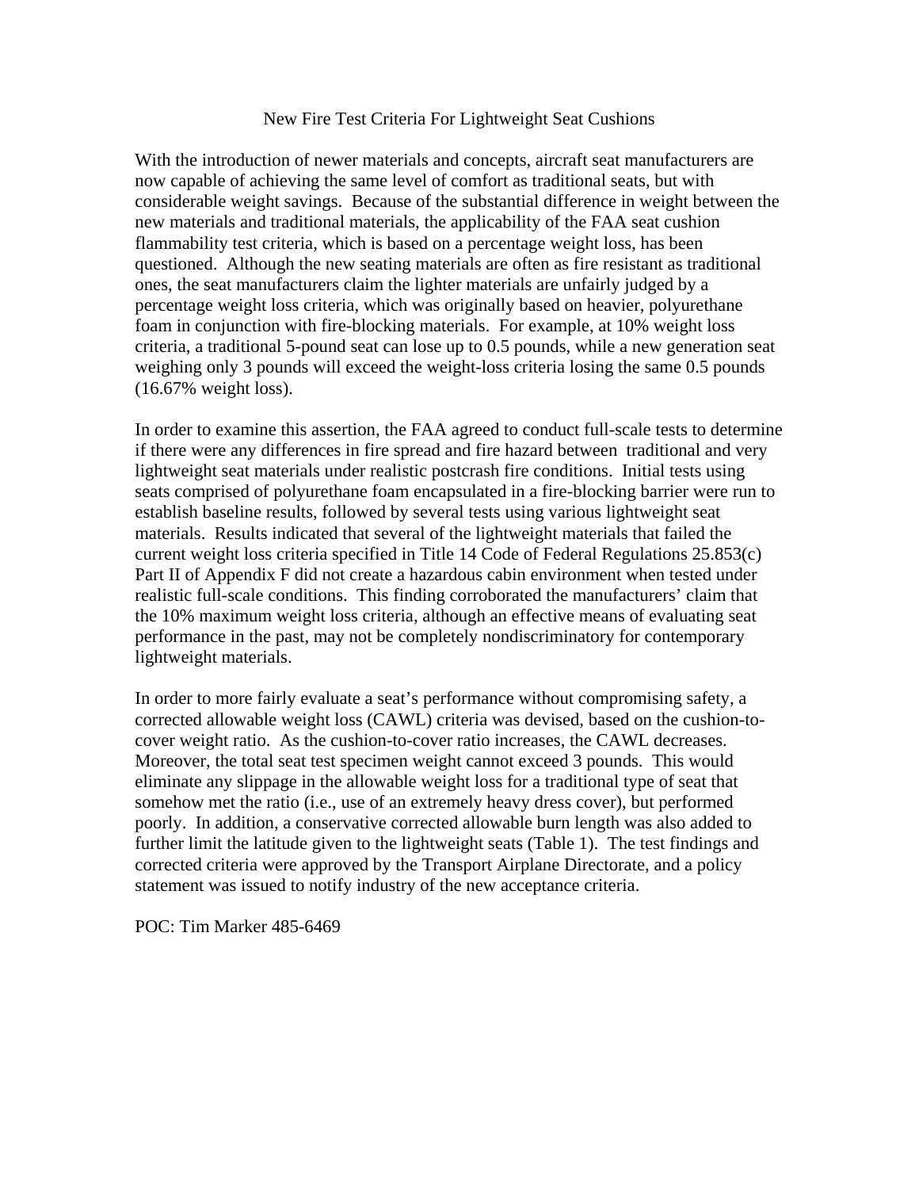# New Fire Test Criteria For Lightweight Seat Cushions

With the introduction of newer materials and concepts, aircraft seat manufacturers are now capable of achieving the same level of comfort as traditional seats, but with considerable weight savings. Because of the substantial difference in weight between the new materials and traditional materials, the applicability of the FAA seat cushion flammability test criteria, which is based on a percentage weight loss, has been questioned. Although the new seating materials are often as fire resistant as traditional ones, the seat manufacturers claim the lighter materials are unfairly judged by a percentage weight loss criteria, which was originally based on heavier, polyurethane foam in conjunction with fire-blocking materials. For example, at 10% weight loss criteria, a traditional 5-pound seat can lose up to 0.5 pounds, while a new generation seat weighing only 3 pounds will exceed the weight-loss criteria losing the same 0.5 pounds (16.67% weight loss).

In order to examine this assertion, the FAA agreed to conduct full-scale tests to determine if there were any differences in fire spread and fire hazard between traditional and very lightweight seat materials under realistic postcrash fire conditions. Initial tests using seats comprised of polyurethane foam encapsulated in a fire-blocking barrier were run to establish baseline results, followed by several tests using various lightweight seat materials. Results indicated that several of the lightweight materials that failed the current weight loss criteria specified in Title 14 Code of Federal Regulations 25.853(c) Part II of Appendix F did not create a hazardous cabin environment when tested under realistic full-scale conditions. This finding corroborated the manufacturers' claim that the 10% maximum weight loss criteria, although an effective means of evaluating seat performance in the past, may not be completely nondiscriminatory for contemporary lightweight materials.

In order to more fairly evaluate a seat's performance without compromising safety, a corrected allowable weight loss (CAWL) criteria was devised, based on the cushion-to-cover weight ratio. As the cushion-to-cover ratio increases, the CAWL decreases. Moreover, the total seat test specimen weight cannot exceed 3 pounds. This would eliminate any slippage in the allowable weight loss for a traditional type of seat that somehow met the ratio (i.e., use of an extremely heavy dress cover), but performed poorly. In addition, a conservative corrected allowable burn length was also added to further limit the latitude given to the lightweight seats (Table 1). The test findings and corrected criteria were approved by the Transport Airplane Directorate, and a policy statement was issued to notify industry of the new acceptance criteria.

POC: Tim Marker 485-6469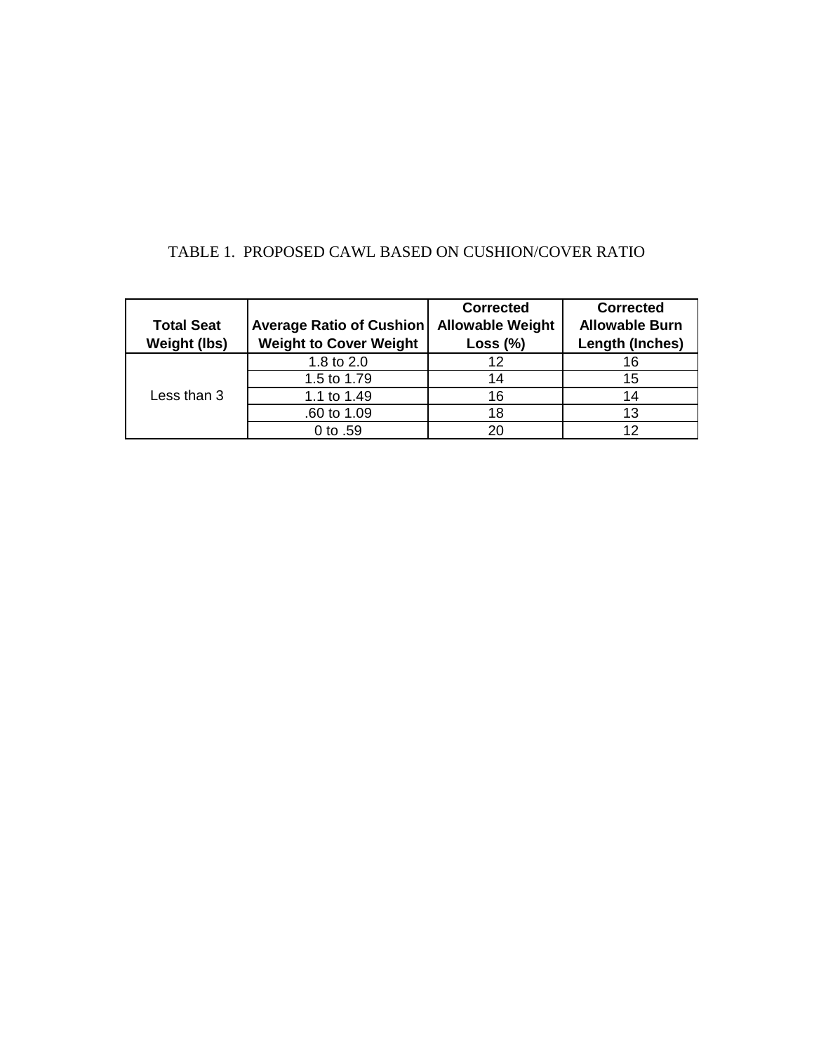TABLE 1. PROPOSED CAWL BASED ON CUSHION/COVER RATIO

| Total Seat Weight (lbs) | Average Ratio of Cushion Weight to Cover Weight | Corrected Allowable Weight Loss (%) | Corrected Allowable Burn Length (Inches) |
|---|---|---|---|
| Less than 3 | 1.8 to 2.0 | 12 | 16 |
| | 1.5 to 1.79 | 14 | 15 |
| | 1.1 to 1.49 | 16 | 14 |
| | .60 to 1.09 | 18 | 13 |
| | 0 to .59 | 20 | 12 |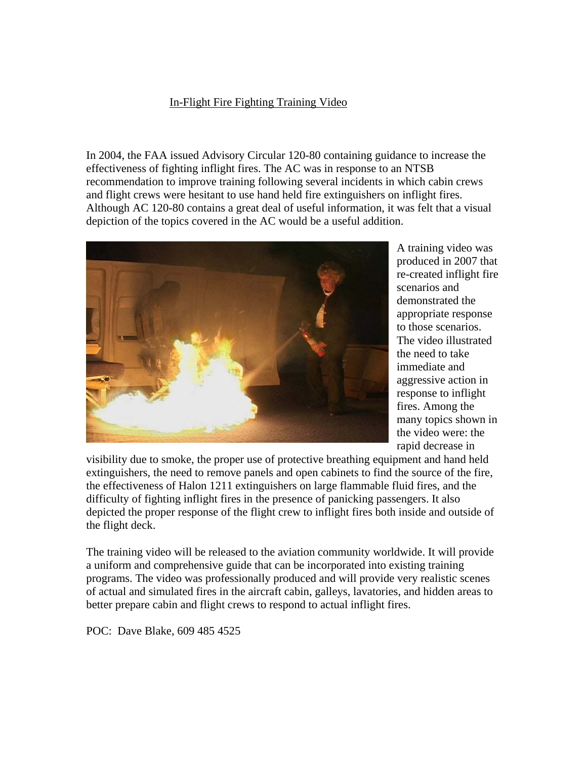## In-Flight Fire Fighting Training Video

In 2004, the FAA issued Advisory Circular 120-80 containing guidance to increase the effectiveness of fighting inflight fires. The AC was in response to an NTSB recommendation to improve training following several incidents in which cabin crews and flight crews were hesitant to use hand held fire extinguishers on inflight fires. Although AC 120-80 contains a great deal of useful information, it was felt that a visual depiction of the topics covered in the AC would be a useful addition.

A training video was produced in 2007 that re-created inflight fire scenarios and demonstrated the appropriate response to those scenarios. The video illustrated the need to take immediate and aggressive action in response to inflight fires. Among the many topics shown in the video were: the rapid decrease in visibility due to smoke, the proper use of protective breathing equipment and hand held extinguishers, the need to remove panels and open cabinets to find the source of the fire, the effectiveness of Halon 1211 extinguishers on large flammable fluid fires, and the difficulty of fighting inflight fires in the presence of panicking passengers. It also depicted the proper response of the flight crew to inflight fires both inside and outside of the flight deck.

The training video will be released to the aviation community worldwide. It will provide a uniform and comprehensive guide that can be incorporated into existing training programs. The video was professionally produced and will provide very realistic scenes of actual and simulated fires in the aircraft cabin, galleys, lavatories, and hidden areas to better prepare cabin and flight crews to respond to actual inflight fires.

POC: Dave Blake, 609 485 4525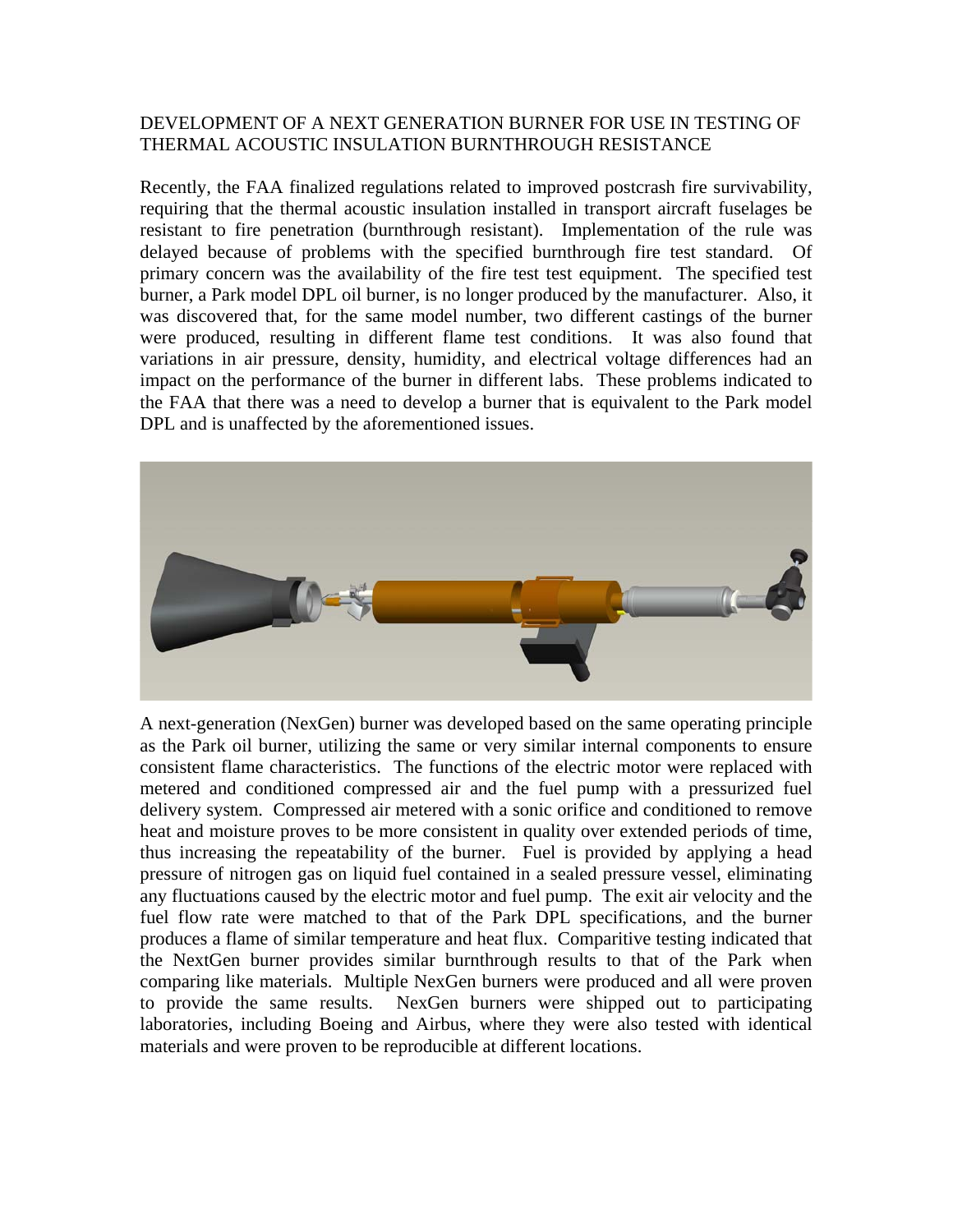DEVELOPMENT OF A NEXT GENERATION BURNER FOR USE IN TESTING OF THERMAL ACOUSTIC INSULATION BURNTHROUGH RESISTANCE

Recently, the FAA finalized regulations related to improved postcrash fire survivability, requiring that the thermal acoustic insulation installed in transport aircraft fuselages be resistant to fire penetration (burnthrough resistant). Implementation of the rule was delayed because of problems with the specified burnthrough fire test standard. Of primary concern was the availability of the fire test test equipment. The specified test burner, a Park model DPL oil burner, is no longer produced by the manufacturer. Also, it was discovered that, for the same model number, two different castings of the burner were produced, resulting in different flame test conditions. It was also found that variations in air pressure, density, humidity, and electrical voltage differences had an impact on the performance of the burner in different labs. These problems indicated to the FAA that there was a need to develop a burner that is equivalent to the Park model DPL and is unaffected by the aforementioned issues.

A next-generation (NexGen) burner was developed based on the same operating principle as the Park oil burner, utilizing the same or very similar internal components to ensure consistent flame characteristics. The functions of the electric motor were replaced with metered and conditioned compressed air and the fuel pump with a pressurized fuel delivery system. Compressed air metered with a sonic orifice and conditioned to remove heat and moisture proves to be more consistent in quality over extended periods of time, thus increasing the repeatability of the burner. Fuel is provided by applying a head pressure of nitrogen gas on liquid fuel contained in a sealed pressure vessel, eliminating any fluctuations caused by the electric motor and fuel pump. The exit air velocity and the fuel flow rate were matched to that of the Park DPL specifications, and the burner produces a flame of similar temperature and heat flux. Comparitive testing indicated that the NextGen burner provides similar burnthrough results to that of the Park when comparing like materials. Multiple NexGen burners were produced and all were proven to provide the same results. NexGen burners were shipped out to participating laboratories, including Boeing and Airbus, where they were also tested with identical materials and were proven to be reproducible at different locations.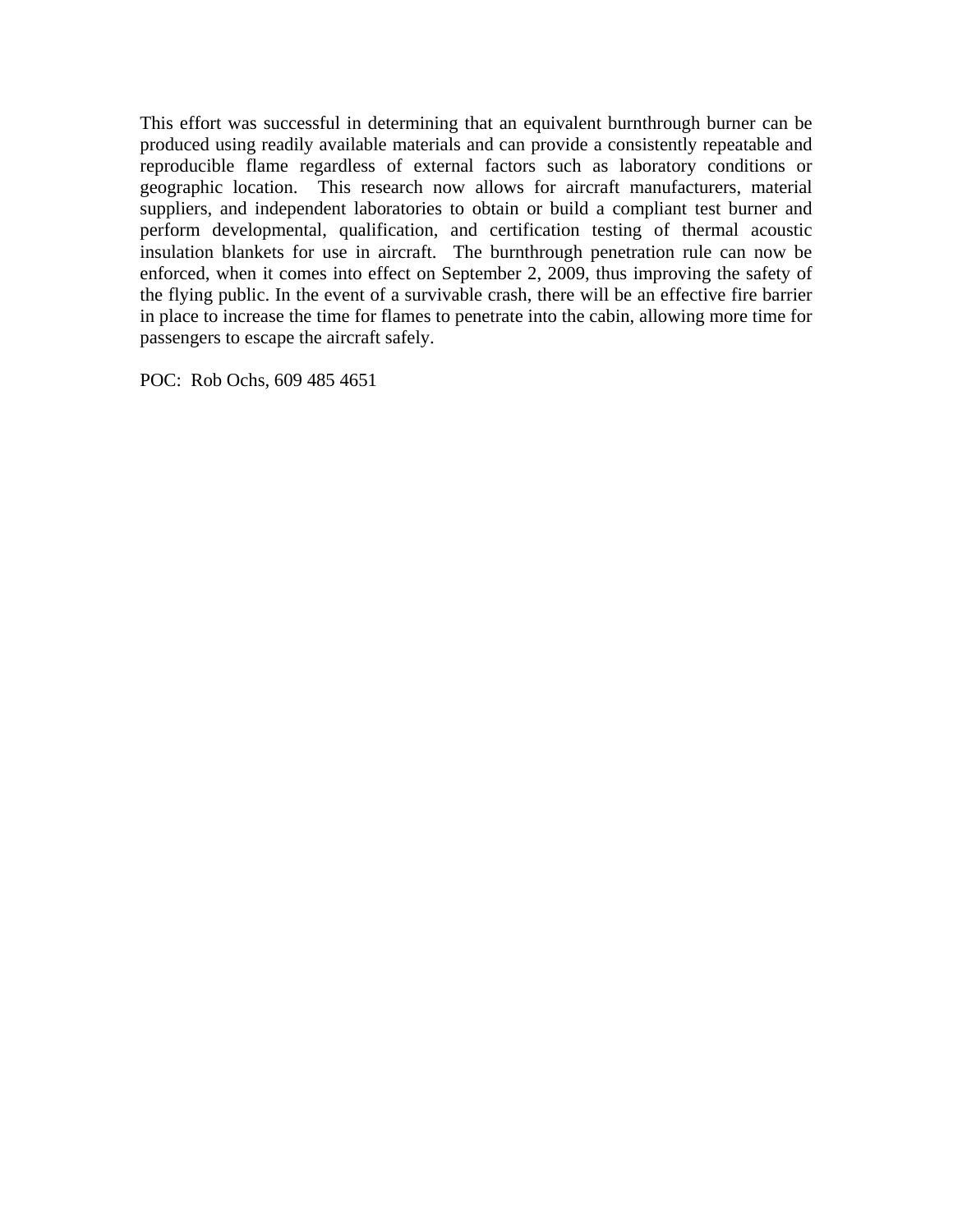This effort was successful in determining that an equivalent burnthrough burner can be produced using readily available materials and can provide a consistently repeatable and reproducible flame regardless of external factors such as laboratory conditions or geographic location. This research now allows for aircraft manufacturers, material suppliers, and independent laboratories to obtain or build a compliant test burner and perform developmental, qualification, and certification testing of thermal acoustic insulation blankets for use in aircraft. The burnthrough penetration rule can now be enforced, when it comes into effect on September 2, 2009, thus improving the safety of the flying public. In the event of a survivable crash, there will be an effective fire barrier in place to increase the time for flames to penetrate into the cabin, allowing more time for passengers to escape the aircraft safely.

POC: Rob Ochs, 609 485 4651